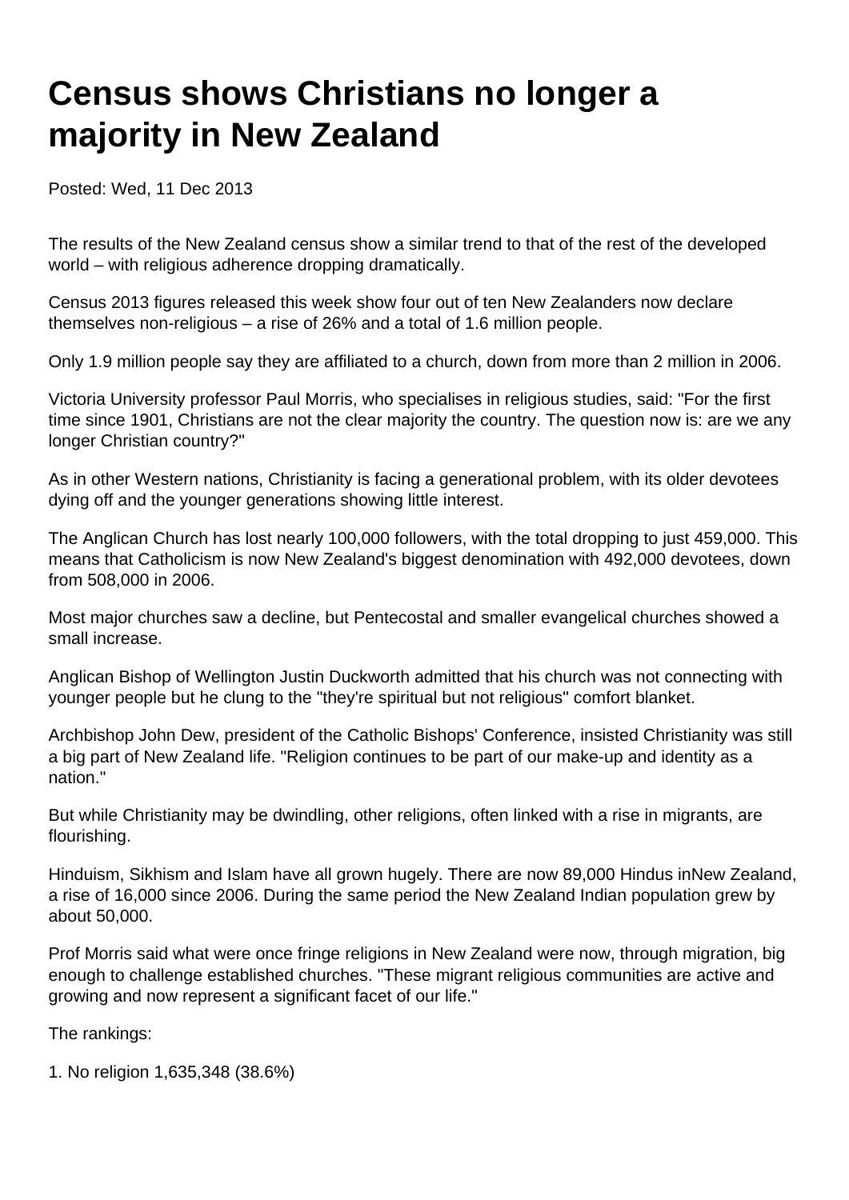# Census shows Christians no longer a majority in New Zealand

Posted: Wed, 11 Dec 2013

The results of the New Zealand census show a similar trend to that of the rest of the developed world – with religious adherence dropping dramatically.

Census 2013 figures released this week show four out of ten New Zealanders now declare themselves non-religious – a rise of 26% and a total of 1.6 million people.

Only 1.9 million people say they are affiliated to a church, down from more than 2 million in 2006.

Victoria University professor Paul Morris, who specialises in religious studies, said: "For the first time since 1901, Christians are not the clear majority the country. The question now is: are we any longer Christian country?"

As in other Western nations, Christianity is facing a generational problem, with its older devotees dying off and the younger generations showing little interest.

The Anglican Church has lost nearly 100,000 followers, with the total dropping to just 459,000. This means that Catholicism is now New Zealand's biggest denomination with 492,000 devotees, down from 508,000 in 2006.

Most major churches saw a decline, but Pentecostal and smaller evangelical churches showed a small increase.

Anglican Bishop of Wellington Justin Duckworth admitted that his church was not connecting with younger people but he clung to the "they're spiritual but not religious" comfort blanket.

Archbishop John Dew, president of the Catholic Bishops' Conference, insisted Christianity was still a big part of New Zealand life. "Religion continues to be part of our make-up and identity as a nation."

But while Christianity may be dwindling, other religions, often linked with a rise in migrants, are flourishing.

Hinduism, Sikhism and Islam have all grown hugely. There are now 89,000 Hindus inNew Zealand, a rise of 16,000 since 2006. During the same period the New Zealand Indian population grew by about 50,000.

Prof Morris said what were once fringe religions in New Zealand were now, through migration, big enough to challenge established churches. "These migrant religious communities are active and growing and now represent a significant facet of our life."

The rankings:

1. No religion 1,635,348 (38.6%)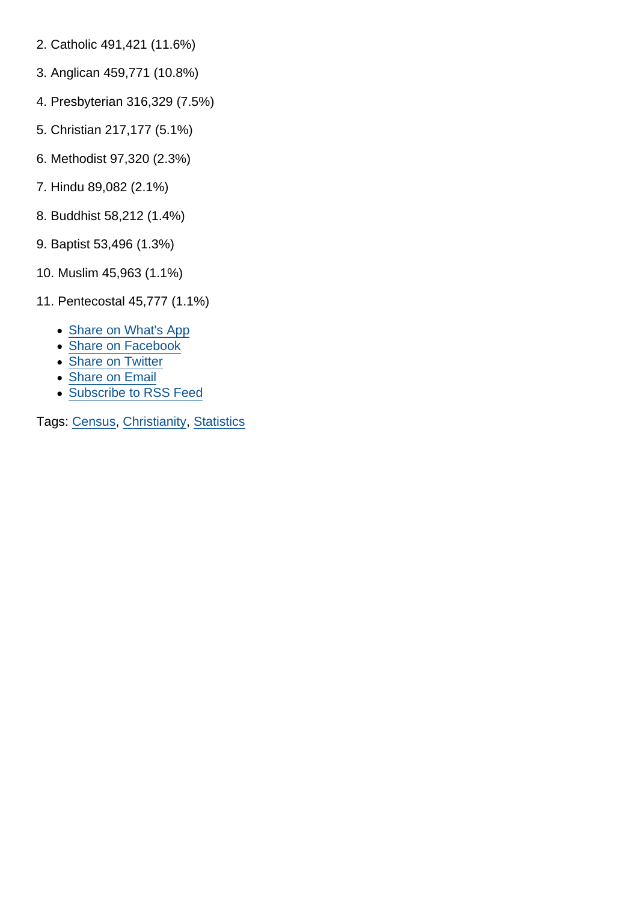2. Catholic 491,421 (11.6%)

3. Anglican 459,771 (10.8%)

4. Presbyterian 316,329 (7.5%)

5. Christian 217,177 (5.1%)

6. Methodist 97,320 (2.3%)

7. Hindu 89,082 (2.1%)

8. Buddhist 58,212 (1.4%)

9. Baptist 53,496 (1.3%)

10. Muslim 45,963 (1.1%)

11. Pentecostal 45,777 (1.1%)

- Share on What's App
- Share on Facebook
- Share on Twitter
- Share on Email
- Subscribe to RSS Feed

Tags: Census, Christianity, Statistics